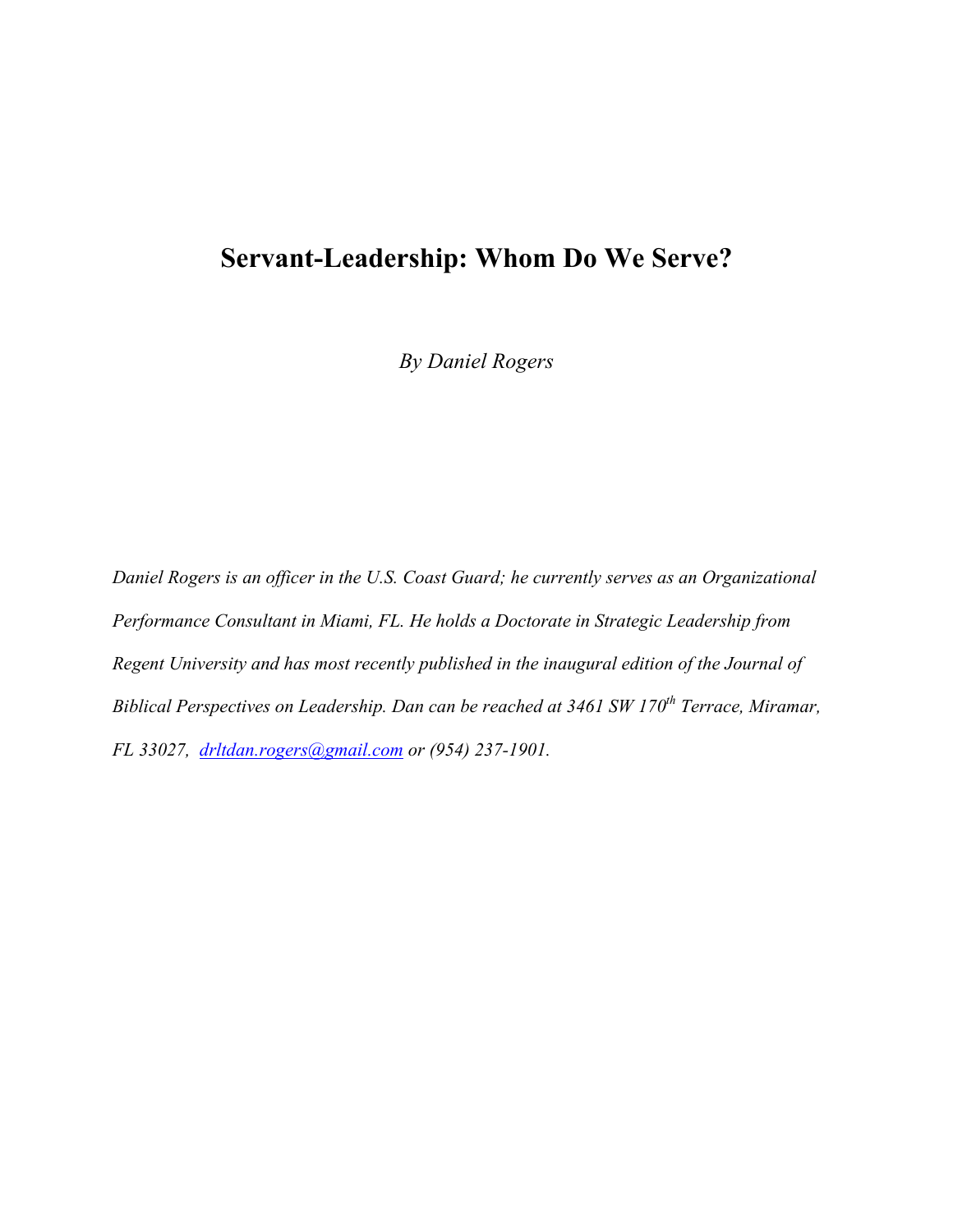# Servant-Leadership: Whom Do We Serve?

*By Daniel Rogers*

*Daniel Rogers is an officer in the U.S. Coast Guard; he currently serves as an Organizational Performance Consultant in Miami, FL. He holds a Doctorate in Strategic Leadership from Regent University and has most recently published in the inaugural edition of the Journal of Biblical Perspectives on Leadership. Dan can be reached at 3461 SW 170th Terrace, Miramar, FL 33027, drltdan.rogers@gmail.com or (954) 237-1901.*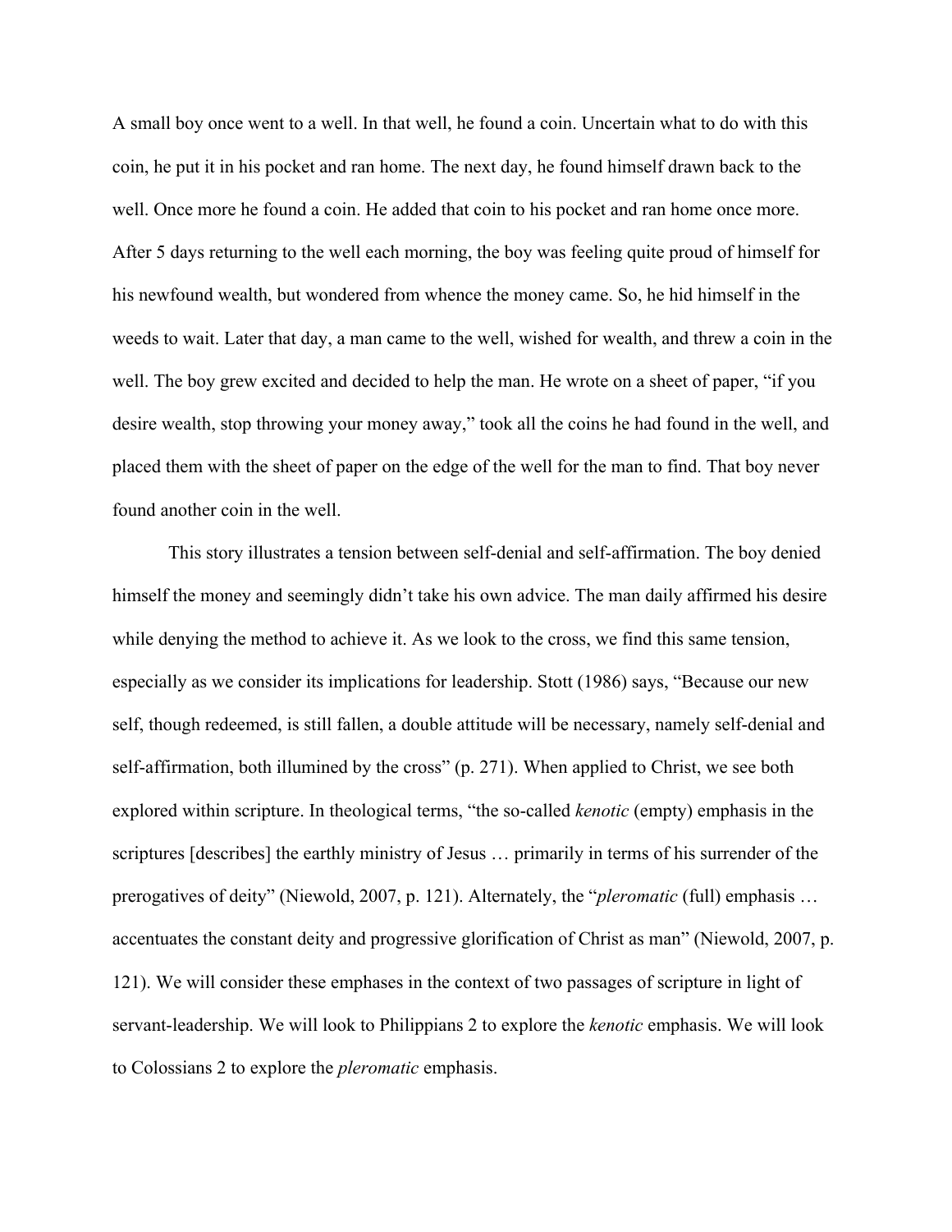A small boy once went to a well. In that well, he found a coin. Uncertain what to do with this coin, he put it in his pocket and ran home. The next day, he found himself drawn back to the well. Once more he found a coin. He added that coin to his pocket and ran home once more. After 5 days returning to the well each morning, the boy was feeling quite proud of himself for his newfound wealth, but wondered from whence the money came. So, he hid himself in the weeds to wait. Later that day, a man came to the well, wished for wealth, and threw a coin in the well. The boy grew excited and decided to help the man. He wrote on a sheet of paper, "if you desire wealth, stop throwing your money away," took all the coins he had found in the well, and placed them with the sheet of paper on the edge of the well for the man to find. That boy never found another coin in the well.

This story illustrates a tension between self-denial and self-affirmation. The boy denied himself the money and seemingly didn't take his own advice. The man daily affirmed his desire while denying the method to achieve it. As we look to the cross, we find this same tension, especially as we consider its implications for leadership. Stott (1986) says, "Because our new self, though redeemed, is still fallen, a double attitude will be necessary, namely self-denial and self-affirmation, both illumined by the cross" (p. 271). When applied to Christ, we see both explored within scripture. In theological terms, "the so-called *kenotic* (empty) emphasis in the scriptures [describes] the earthly ministry of Jesus … primarily in terms of his surrender of the prerogatives of deity" (Niewold, 2007, p. 121). Alternately, the "*pleromatic* (full) emphasis … accentuates the constant deity and progressive glorification of Christ as man" (Niewold, 2007, p. 121). We will consider these emphases in the context of two passages of scripture in light of servant-leadership. We will look to Philippians 2 to explore the *kenotic* emphasis. We will look to Colossians 2 to explore the *pleromatic* emphasis.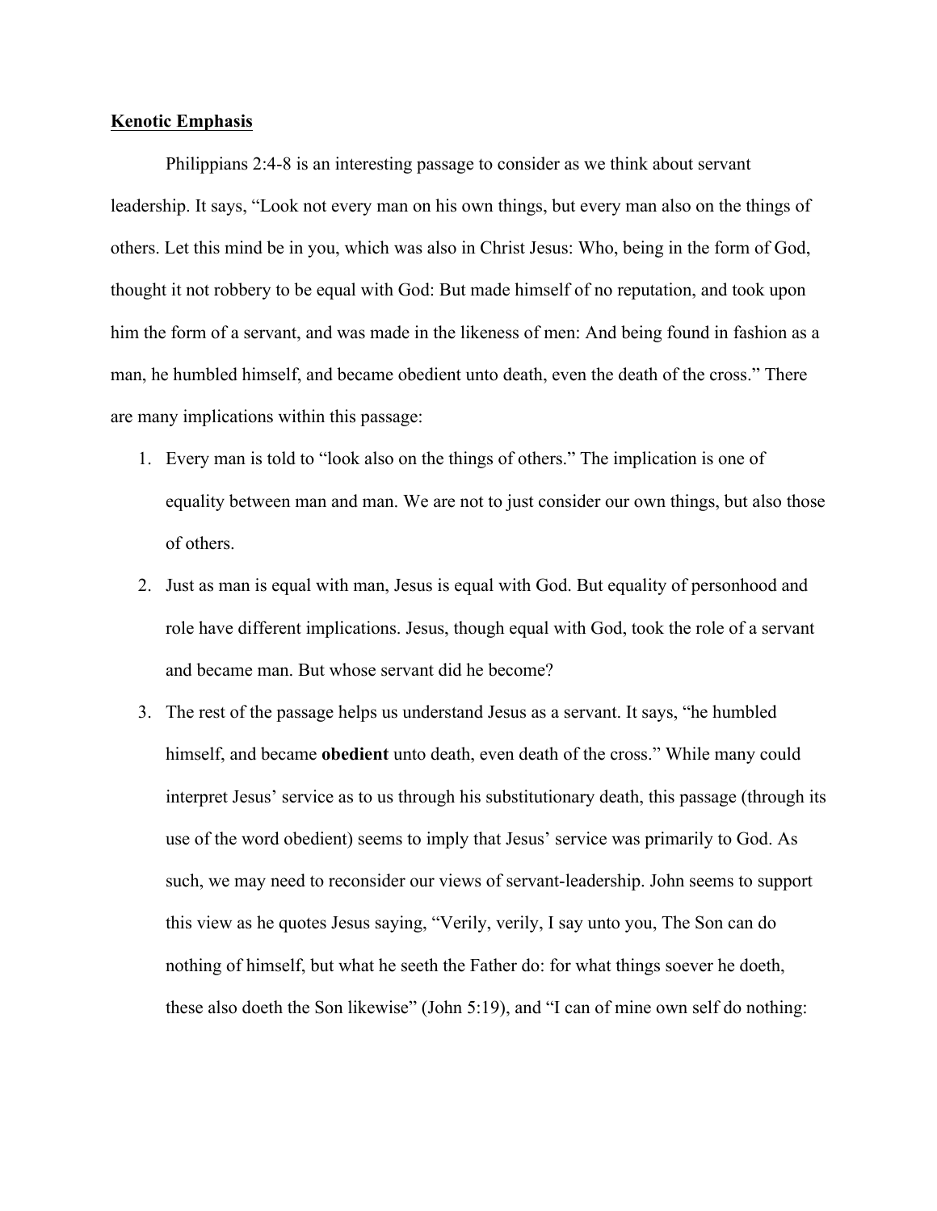**Kenotic Emphasis**

Philippians 2:4-8 is an interesting passage to consider as we think about servant leadership. It says, “Look not every man on his own things, but every man also on the things of others. Let this mind be in you, which was also in Christ Jesus: Who, being in the form of God, thought it not robbery to be equal with God: But made himself of no reputation, and took upon him the form of a servant, and was made in the likeness of men: And being found in fashion as a man, he humbled himself, and became obedient unto death, even the death of the cross.” There are many implications within this passage:

1. Every man is told to “look also on the things of others.” The implication is one of equality between man and man. We are not to just consider our own things, but also those of others.
2. Just as man is equal with man, Jesus is equal with God. But equality of personhood and role have different implications. Jesus, though equal with God, took the role of a servant and became man. But whose servant did he become?
3. The rest of the passage helps us understand Jesus as a servant. It says, “he humbled himself, and became **obedient** unto death, even death of the cross.” While many could interpret Jesus’ service as to us through his substitutionary death, this passage (through its use of the word obedient) seems to imply that Jesus’ service was primarily to God. As such, we may need to reconsider our views of servant-leadership. John seems to support this view as he quotes Jesus saying, “Verily, verily, I say unto you, The Son can do nothing of himself, but what he seeth the Father do: for what things soever he doeth, these also doeth the Son likewise” (John 5:19), and “I can of mine own self do nothing: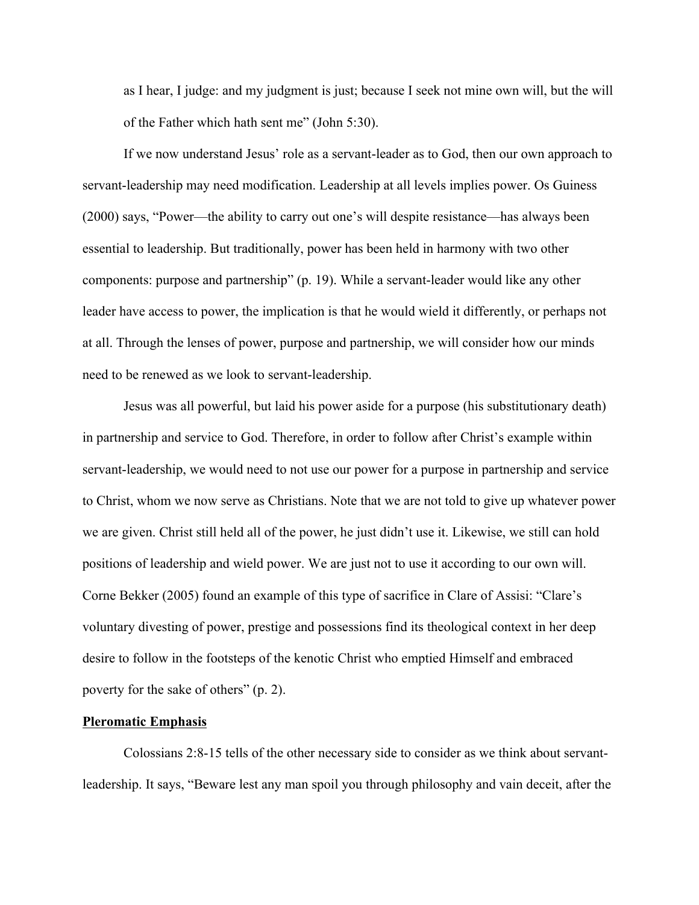as I hear, I judge: and my judgment is just; because I seek not mine own will, but the will of the Father which hath sent me" (John 5:30).

If we now understand Jesus' role as a servant-leader as to God, then our own approach to servant-leadership may need modification. Leadership at all levels implies power. Os Guiness (2000) says, "Power—the ability to carry out one's will despite resistance—has always been essential to leadership. But traditionally, power has been held in harmony with two other components: purpose and partnership" (p. 19). While a servant-leader would like any other leader have access to power, the implication is that he would wield it differently, or perhaps not at all. Through the lenses of power, purpose and partnership, we will consider how our minds need to be renewed as we look to servant-leadership.

Jesus was all powerful, but laid his power aside for a purpose (his substitutionary death) in partnership and service to God. Therefore, in order to follow after Christ's example within servant-leadership, we would need to not use our power for a purpose in partnership and service to Christ, whom we now serve as Christians. Note that we are not told to give up whatever power we are given. Christ still held all of the power, he just didn't use it. Likewise, we still can hold positions of leadership and wield power. We are just not to use it according to our own will. Corne Bekker (2005) found an example of this type of sacrifice in Clare of Assisi: "Clare's voluntary divesting of power, prestige and possessions find its theological context in her deep desire to follow in the footsteps of the kenotic Christ who emptied Himself and embraced poverty for the sake of others" (p. 2).

**Pleromatic Emphasis**

Colossians 2:8-15 tells of the other necessary side to consider as we think about servant-leadership. It says, "Beware lest any man spoil you through philosophy and vain deceit, after the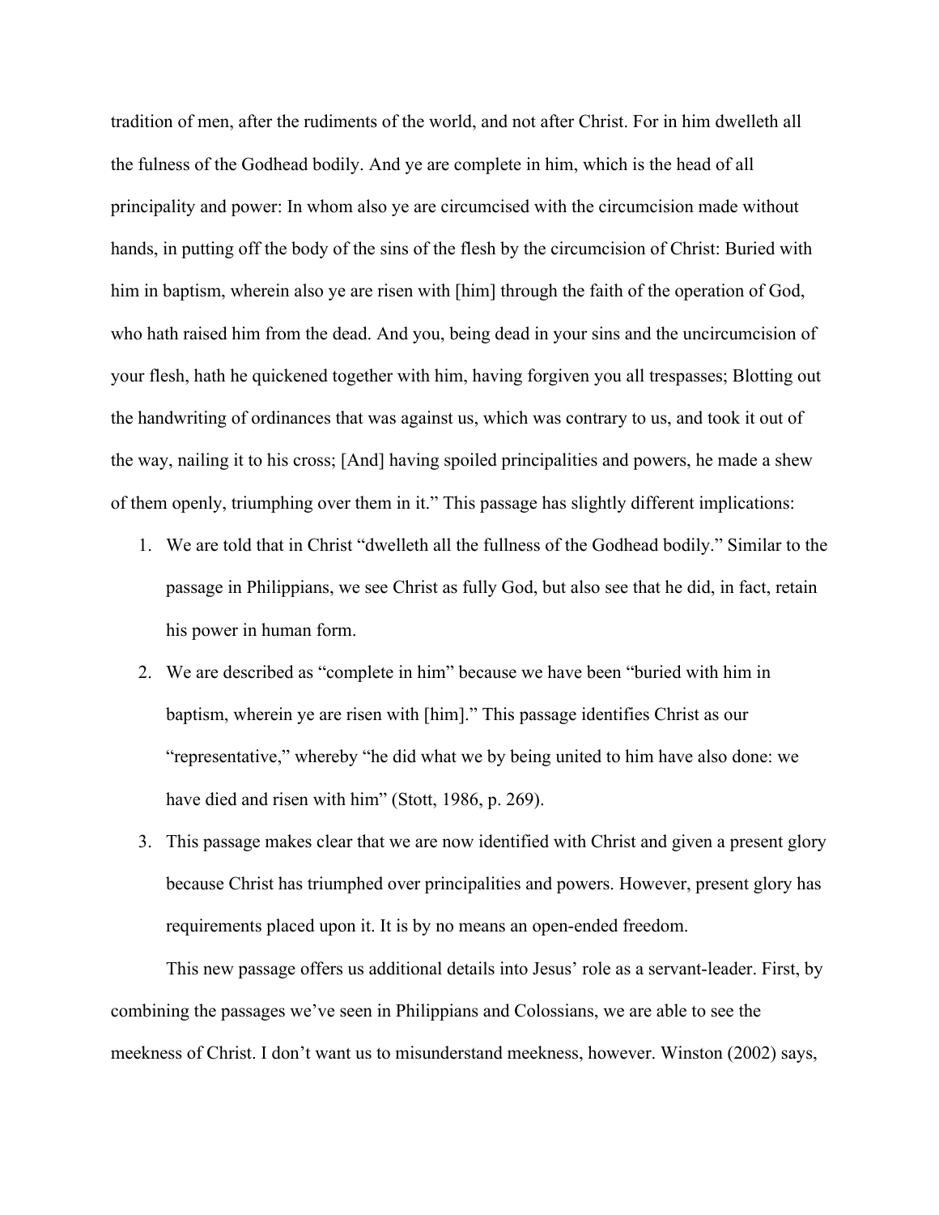tradition of men, after the rudiments of the world, and not after Christ. For in him dwelleth all the fulness of the Godhead bodily. And ye are complete in him, which is the head of all principality and power: In whom also ye are circumcised with the circumcision made without hands, in putting off the body of the sins of the flesh by the circumcision of Christ: Buried with him in baptism, wherein also ye are risen with [him] through the faith of the operation of God, who hath raised him from the dead. And you, being dead in your sins and the uncircumcision of your flesh, hath he quickened together with him, having forgiven you all trespasses; Blotting out the handwriting of ordinances that was against us, which was contrary to us, and took it out of the way, nailing it to his cross; [And] having spoiled principalities and powers, he made a shew of them openly, triumphing over them in it." This passage has slightly different implications:

1. We are told that in Christ "dwelleth all the fullness of the Godhead bodily." Similar to the passage in Philippians, we see Christ as fully God, but also see that he did, in fact, retain his power in human form.
2. We are described as "complete in him" because we have been "buried with him in baptism, wherein ye are risen with [him]." This passage identifies Christ as our "representative," whereby "he did what we by being united to him have also done: we have died and risen with him" (Stott, 1986, p. 269).
3. This passage makes clear that we are now identified with Christ and given a present glory because Christ has triumphed over principalities and powers. However, present glory has requirements placed upon it. It is by no means an open-ended freedom.

This new passage offers us additional details into Jesus' role as a servant-leader. First, by combining the passages we've seen in Philippians and Colossians, we are able to see the meekness of Christ. I don't want us to misunderstand meekness, however. Winston (2002) says,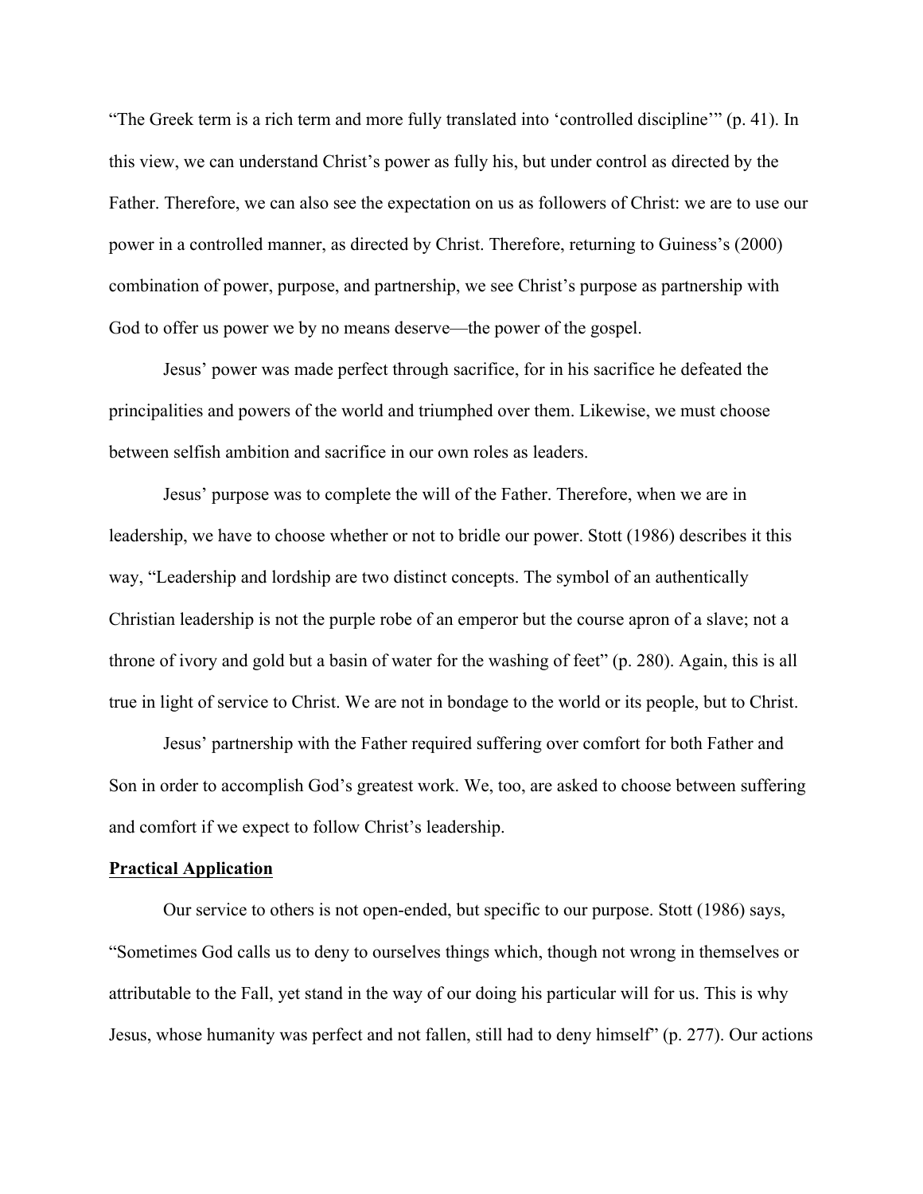"The Greek term is a rich term and more fully translated into 'controlled discipline'" (p. 41). In this view, we can understand Christ's power as fully his, but under control as directed by the Father. Therefore, we can also see the expectation on us as followers of Christ: we are to use our power in a controlled manner, as directed by Christ. Therefore, returning to Guiness's (2000) combination of power, purpose, and partnership, we see Christ's purpose as partnership with God to offer us power we by no means deserve—the power of the gospel.

Jesus' power was made perfect through sacrifice, for in his sacrifice he defeated the principalities and powers of the world and triumphed over them. Likewise, we must choose between selfish ambition and sacrifice in our own roles as leaders.

Jesus' purpose was to complete the will of the Father. Therefore, when we are in leadership, we have to choose whether or not to bridle our power. Stott (1986) describes it this way, "Leadership and lordship are two distinct concepts. The symbol of an authentically Christian leadership is not the purple robe of an emperor but the course apron of a slave; not a throne of ivory and gold but a basin of water for the washing of feet" (p. 280). Again, this is all true in light of service to Christ. We are not in bondage to the world or its people, but to Christ.

Jesus' partnership with the Father required suffering over comfort for both Father and Son in order to accomplish God's greatest work. We, too, are asked to choose between suffering and comfort if we expect to follow Christ's leadership.

**<u>Practical Application</u>**

Our service to others is not open-ended, but specific to our purpose. Stott (1986) says, "Sometimes God calls us to deny to ourselves things which, though not wrong in themselves or attributable to the Fall, yet stand in the way of our doing his particular will for us. This is why Jesus, whose humanity was perfect and not fallen, still had to deny himself" (p. 277). Our actions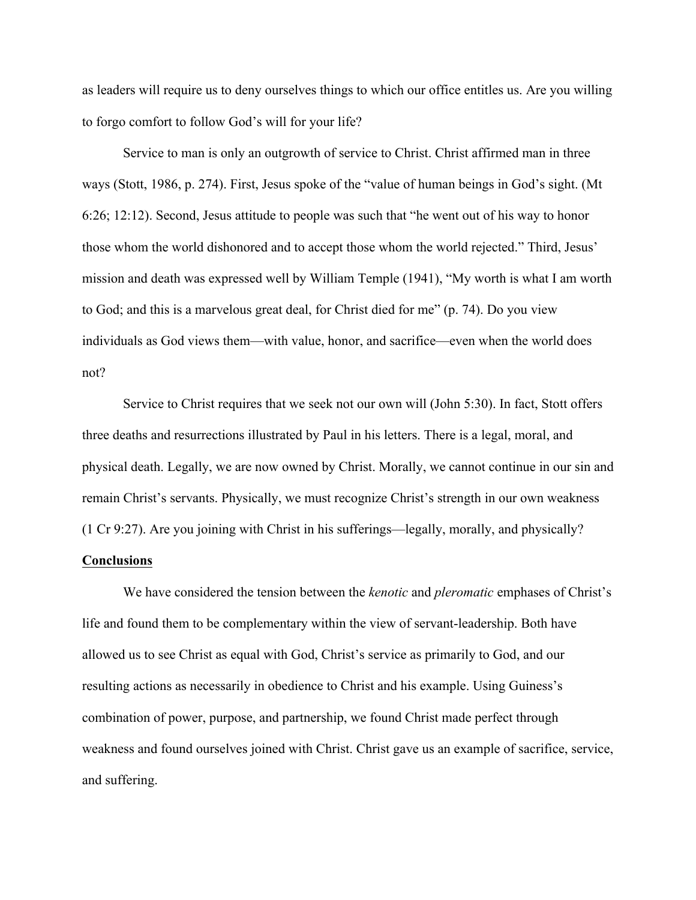as leaders will require us to deny ourselves things to which our office entitles us. Are you willing to forgo comfort to follow God's will for your life?

Service to man is only an outgrowth of service to Christ. Christ affirmed man in three ways (Stott, 1986, p. 274). First, Jesus spoke of the "value of human beings in God's sight. (Mt 6:26; 12:12). Second, Jesus attitude to people was such that "he went out of his way to honor those whom the world dishonored and to accept those whom the world rejected." Third, Jesus' mission and death was expressed well by William Temple (1941), "My worth is what I am worth to God; and this is a marvelous great deal, for Christ died for me" (p. 74). Do you view individuals as God views them—with value, honor, and sacrifice—even when the world does not?

Service to Christ requires that we seek not our own will (John 5:30). In fact, Stott offers three deaths and resurrections illustrated by Paul in his letters. There is a legal, moral, and physical death. Legally, we are now owned by Christ. Morally, we cannot continue in our sin and remain Christ's servants. Physically, we must recognize Christ's strength in our own weakness (1 Cr 9:27). Are you joining with Christ in his sufferings—legally, morally, and physically?

**<u>Conclusions</u>**

We have considered the tension between the *kenotic* and *pleromatic* emphases of Christ's life and found them to be complementary within the view of servant-leadership. Both have allowed us to see Christ as equal with God, Christ's service as primarily to God, and our resulting actions as necessarily in obedience to Christ and his example. Using Guiness's combination of power, purpose, and partnership, we found Christ made perfect through weakness and found ourselves joined with Christ. Christ gave us an example of sacrifice, service, and suffering.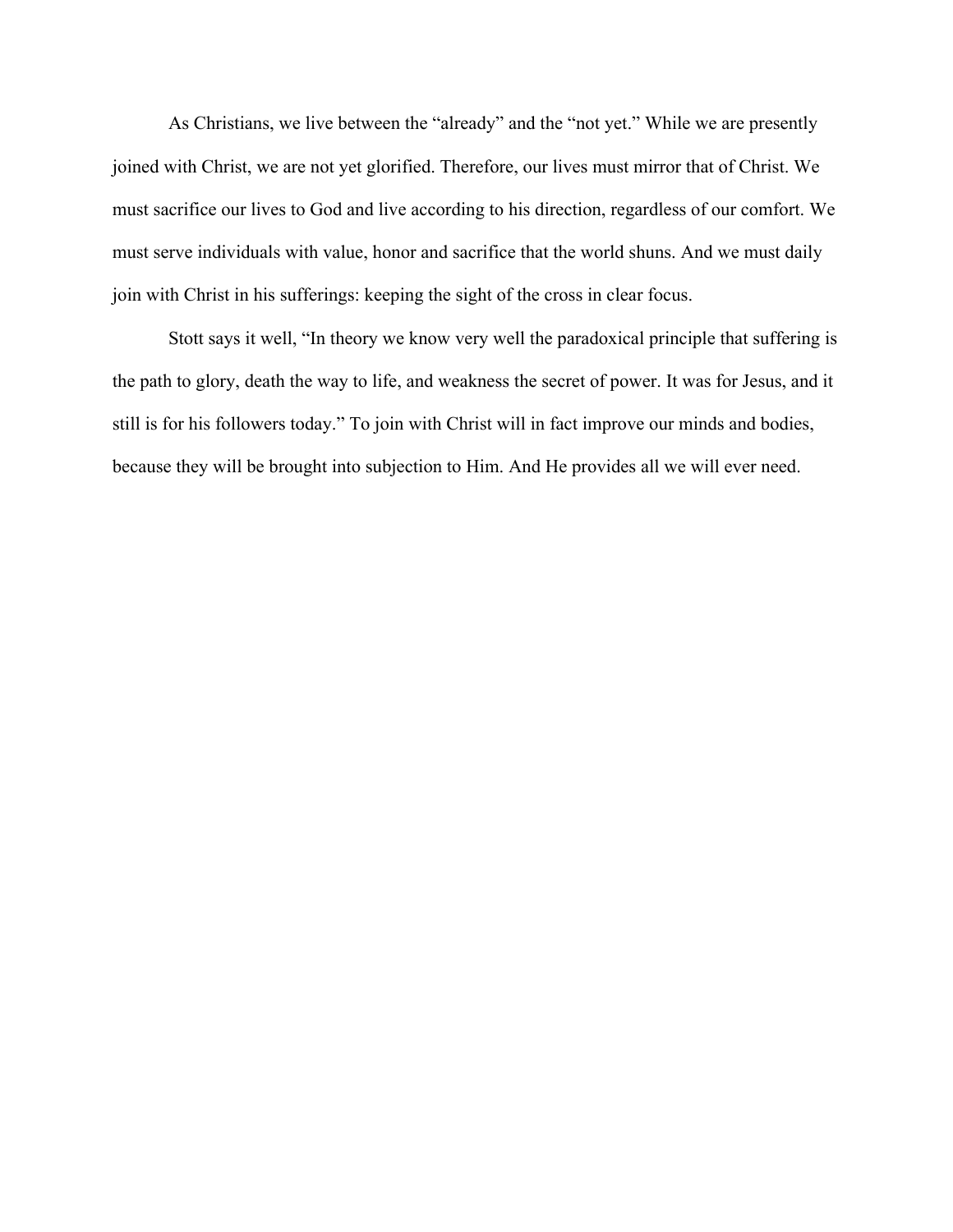As Christians, we live between the "already" and the "not yet." While we are presently joined with Christ, we are not yet glorified. Therefore, our lives must mirror that of Christ. We must sacrifice our lives to God and live according to his direction, regardless of our comfort. We must serve individuals with value, honor and sacrifice that the world shuns. And we must daily join with Christ in his sufferings: keeping the sight of the cross in clear focus.

Stott says it well, "In theory we know very well the paradoxical principle that suffering is the path to glory, death the way to life, and weakness the secret of power. It was for Jesus, and it still is for his followers today." To join with Christ will in fact improve our minds and bodies, because they will be brought into subjection to Him. And He provides all we will ever need.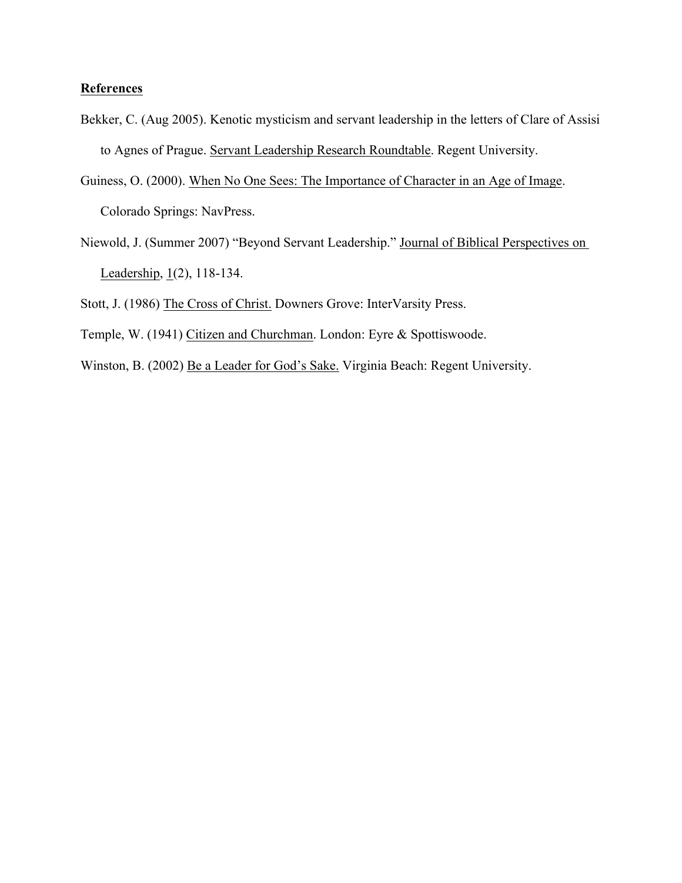**References**

Bekker, C. (Aug 2005). Kenotic mysticism and servant leadership in the letters of Clare of Assisi to Agnes of Prague. Servant Leadership Research Roundtable. Regent University.

Guiness, O. (2000). When No One Sees: The Importance of Character in an Age of Image. Colorado Springs: NavPress.

Niewold, J. (Summer 2007) "Beyond Servant Leadership." Journal of Biblical Perspectives on Leadership, 1(2), 118-134.

Stott, J. (1986) The Cross of Christ. Downers Grove: InterVarsity Press.

Temple, W. (1941) Citizen and Churchman. London: Eyre & Spottiswoode.

Winston, B. (2002) Be a Leader for God's Sake. Virginia Beach: Regent University.